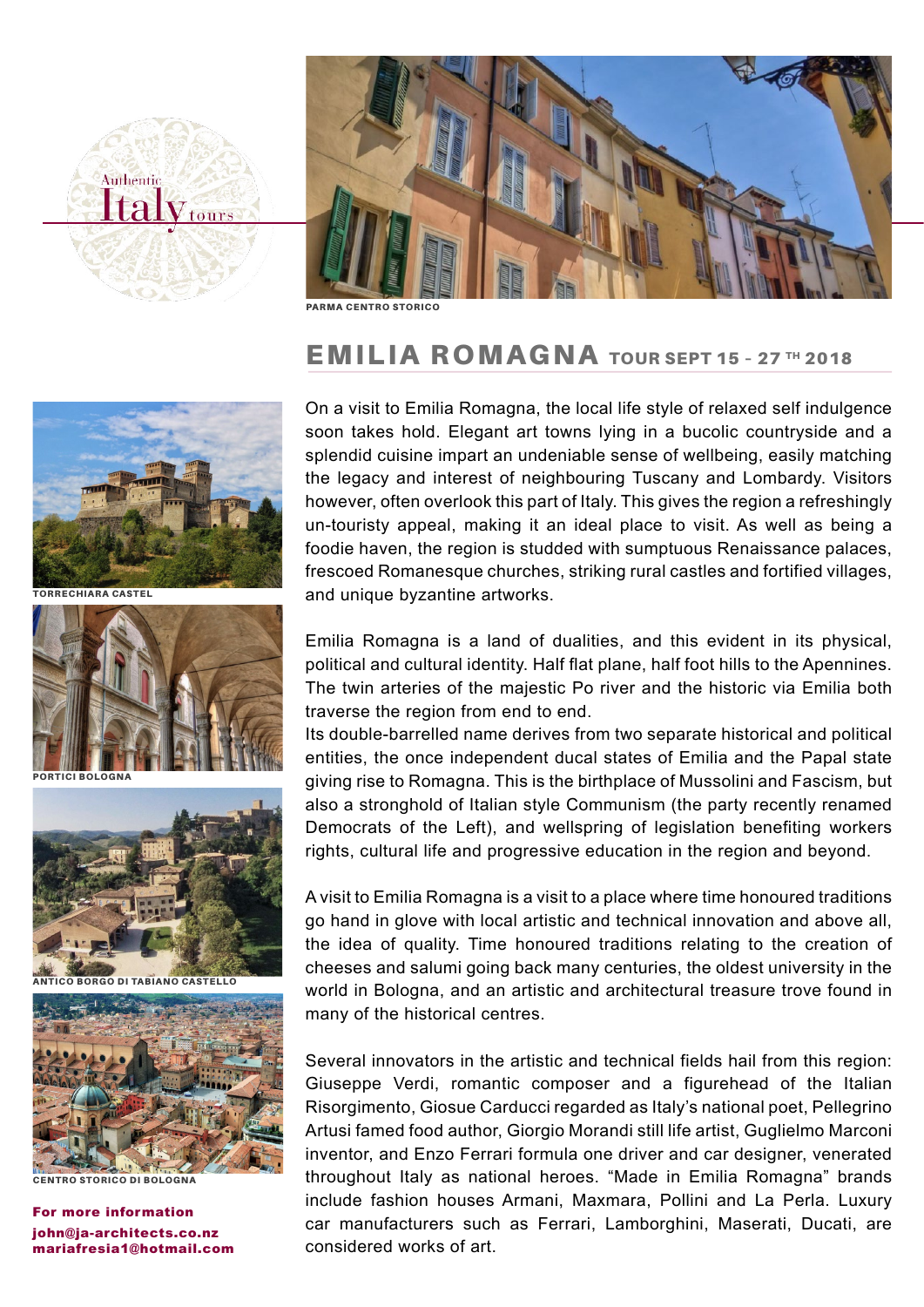Authentic Italy tours

PARMA CENTRO STORICO

# EMILIA ROMAGNA TOUR SEPT 15 - 27 TH 2018

On a visit to Emilia Romagna, the local life style of relaxed self indulgence soon takes hold. Elegant art towns lying in a bucolic countryside and a splendid cuisine impart an undeniable sense of wellbeing, easily matching the legacy and interest of neighbouring Tuscany and Lombardy. Visitors however, often overlook this part of Italy. This gives the region a refreshingly un-touristy appeal, making it an ideal place to visit. As well as being a foodie haven, the region is studded with sumptuous Renaissance palaces, frescoed Romanesque churches, striking rural castles and fortified villages, and unique byzantine artworks.

Emilia Romagna is a land of dualities, and this evident in its physical, political and cultural identity. Half flat plane, half foot hills to the Apennines. The twin arteries of the majestic Po river and the historic via Emilia both traverse the region from end to end.
Its double-barrelled name derives from two separate historical and political entities, the once independent ducal states of Emilia and the Papal state giving rise to Romagna. This is the birthplace of Mussolini and Fascism, but also a stronghold of Italian style Communism (the party recently renamed Democrats of the Left), and wellspring of legislation benefiting workers rights, cultural life and progressive education in the region and beyond.

A visit to Emilia Romagna is a visit to a place where time honoured traditions go hand in glove with local artistic and technical innovation and above all, the idea of quality. Time honoured traditions relating to the creation of cheeses and salumi going back many centuries, the oldest university in the world in Bologna, and an artistic and architectural treasure trove found in many of the historical centres.

Several innovators in the artistic and technical fields hail from this region: Giuseppe Verdi, romantic composer and a figurehead of the Italian Risorgimento, Giosue Carducci regarded as Italy's national poet, Pellegrino Artusi famed food author, Giorgio Morandi still life artist, Guglielmo Marconi inventor, and Enzo Ferrari formula one driver and car designer, venerated throughout Italy as national heroes. "Made in Emilia Romagna" brands include fashion houses Armani, Maxmara, Pollini and La Perla. Luxury car manufacturers such as Ferrari, Lamborghini, Maserati, Ducati, are considered works of art.

TORRECHIARA CASTEL

PORTICI BOLOGNA

ANTICO BORGO DI TABIANO CASTELLO

CENTRO STORICO DI BOLOGNA

**For more information**
**john@ja-architects.co.nz**
**mariafresia1@hotmail.com**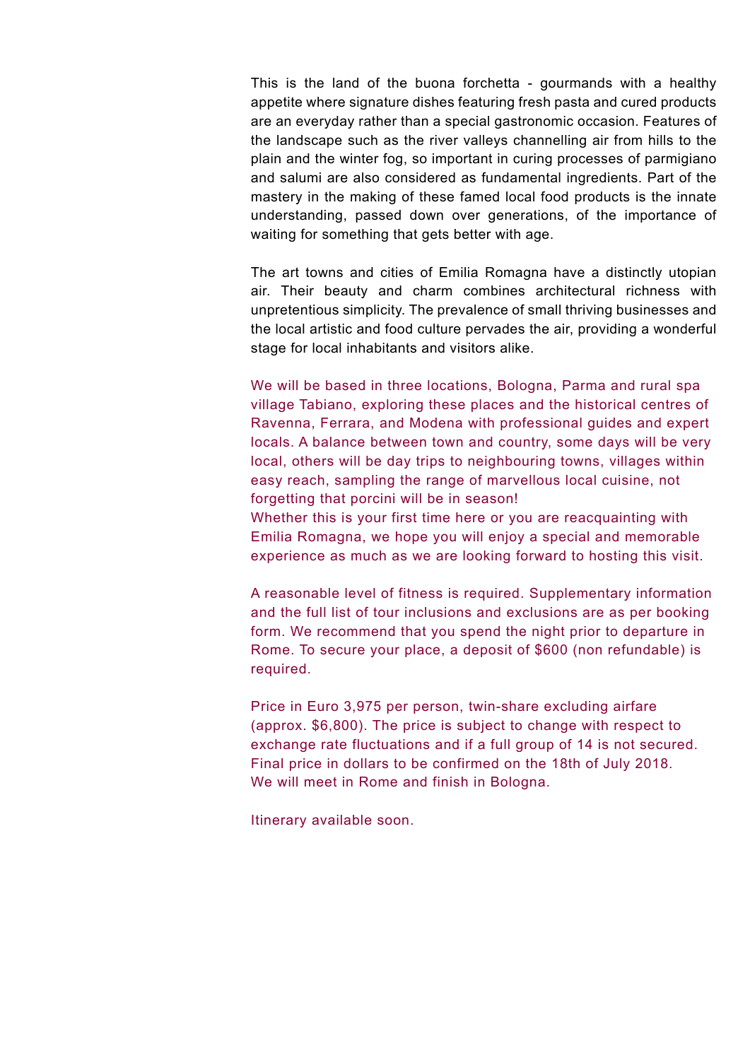This is the land of the buona forchetta - gourmands with a healthy appetite where signature dishes featuring fresh pasta and cured products are an everyday rather than a special gastronomic occasion. Features of the landscape such as the river valleys channelling air from hills to the plain and the winter fog, so important in curing processes of parmigiano and salumi are also considered as fundamental ingredients. Part of the mastery in the making of these famed local food products is the innate understanding, passed down over generations, of the importance of waiting for something that gets better with age.

The art towns and cities of Emilia Romagna have a distinctly utopian air. Their beauty and charm combines architectural richness with unpretentious simplicity. The prevalence of small thriving businesses and the local artistic and food culture pervades the air, providing a wonderful stage for local inhabitants and visitors alike.

We will be based in three locations, Bologna, Parma and rural spa village Tabiano, exploring these places and the historical centres of Ravenna, Ferrara, and Modena with professional guides and expert locals. A balance between town and country, some days will be very local, others will be day trips to neighbouring towns, villages within easy reach, sampling the range of marvellous local cuisine, not forgetting that porcini will be in season!
Whether this is your first time here or you are reacquainting with Emilia Romagna, we hope you will enjoy a special and memorable experience as much as we are looking forward to hosting this visit.

A reasonable level of fitness is required. Supplementary information and the full list of tour inclusions and exclusions are as per booking form. We recommend that you spend the night prior to departure in Rome. To secure your place, a deposit of $600 (non refundable) is required.

Price in Euro 3,975 per person, twin-share excluding airfare (approx. $6,800). The price is subject to change with respect to exchange rate fluctuations and if a full group of 14 is not secured. Final price in dollars to be confirmed on the 18th of July 2018.
We will meet in Rome and finish in Bologna.

Itinerary available soon.